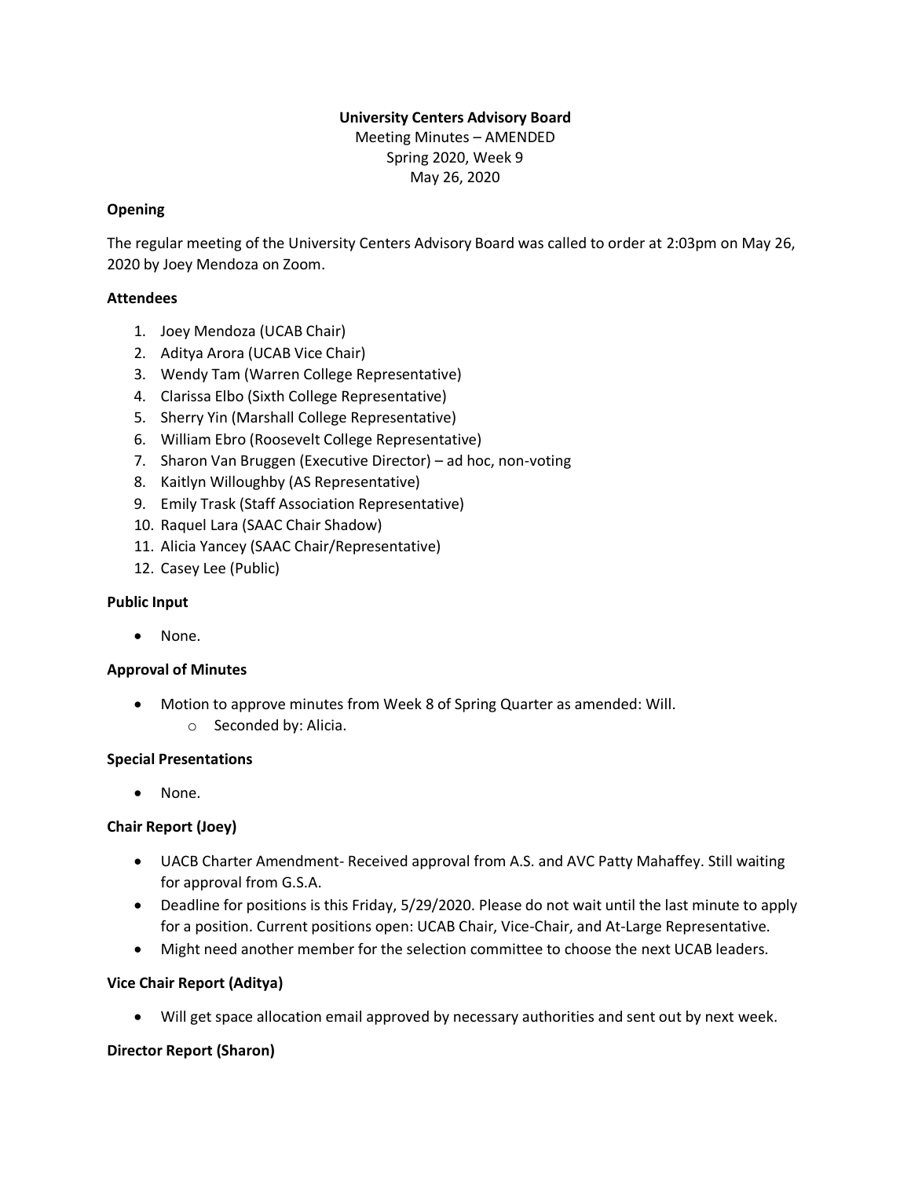**University Centers Advisory Board**

Meeting Minutes – AMENDED

Spring 2020, Week 9

May 26, 2020

**Opening**

The regular meeting of the University Centers Advisory Board was called to order at 2:03pm on May 26, 2020 by Joey Mendoza on Zoom.

**Attendees**

1. Joey Mendoza (UCAB Chair)
2. Aditya Arora (UCAB Vice Chair)
3. Wendy Tam (Warren College Representative)
4. Clarissa Elbo (Sixth College Representative)
5. Sherry Yin (Marshall College Representative)
6. William Ebro (Roosevelt College Representative)
7. Sharon Van Bruggen (Executive Director) – ad hoc, non-voting
8. Kaitlyn Willoughby (AS Representative)
9. Emily Trask (Staff Association Representative)
10. Raquel Lara (SAAC Chair Shadow)
11. Alicia Yancey (SAAC Chair/Representative)
12. Casey Lee (Public)

**Public Input**

- None.

**Approval of Minutes**

- Motion to approve minutes from Week 8 of Spring Quarter as amended: Will.
    - Seconded by: Alicia.

**Special Presentations**

- None.

**Chair Report (Joey)**

- UACB Charter Amendment- Received approval from A.S. and AVC Patty Mahaffey. Still waiting for approval from G.S.A.
- Deadline for positions is this Friday, 5/29/2020. Please do not wait until the last minute to apply for a position. Current positions open: UCAB Chair, Vice-Chair, and At-Large Representative.
- Might need another member for the selection committee to choose the next UCAB leaders.

**Vice Chair Report (Aditya)**

- Will get space allocation email approved by necessary authorities and sent out by next week.

**Director Report (Sharon)**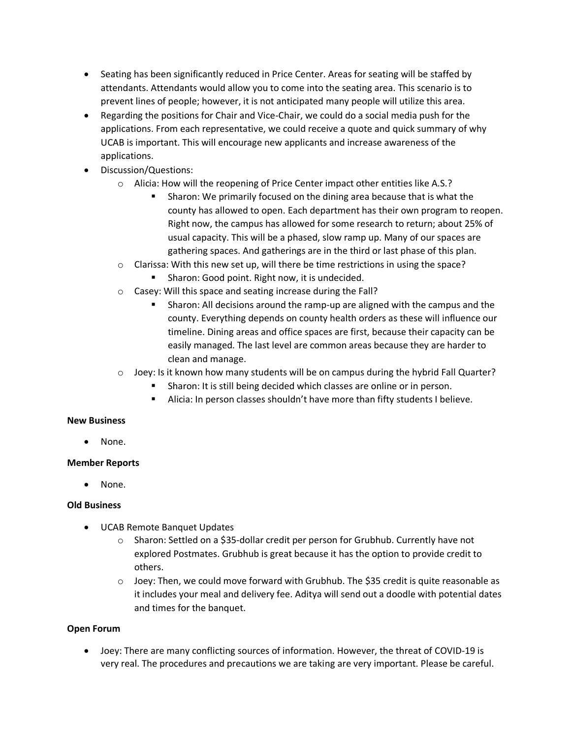- Seating has been significantly reduced in Price Center. Areas for seating will be staffed by attendants. Attendants would allow you to come into the seating area. This scenario is to prevent lines of people; however, it is not anticipated many people will utilize this area.
- Regarding the positions for Chair and Vice-Chair, we could do a social media push for the applications. From each representative, we could receive a quote and quick summary of why UCAB is important. This will encourage new applicants and increase awareness of the applications.
- Discussion/Questions:
    - Alicia: How will the reopening of Price Center impact other entities like A.S.?
        - Sharon: We primarily focused on the dining area because that is what the county has allowed to open. Each department has their own program to reopen. Right now, the campus has allowed for some research to return; about 25% of usual capacity. This will be a phased, slow ramp up. Many of our spaces are gathering spaces. And gatherings are in the third or last phase of this plan.
    - Clarissa: With this new set up, will there be time restrictions in using the space?
        - Sharon: Good point. Right now, it is undecided.
    - Casey: Will this space and seating increase during the Fall?
        - Sharon: All decisions around the ramp-up are aligned with the campus and the county. Everything depends on county health orders as these will influence our timeline. Dining areas and office spaces are first, because their capacity can be easily managed. The last level are common areas because they are harder to clean and manage.
    - Joey: Is it known how many students will be on campus during the hybrid Fall Quarter?
        - Sharon: It is still being decided which classes are online or in person.
        - Alicia: In person classes shouldn't have more than fifty students I believe.

**New Business**

- None.

**Member Reports**

- None.

**Old Business**

- UCAB Remote Banquet Updates
    - Sharon: Settled on a $35-dollar credit per person for Grubhub. Currently have not explored Postmates. Grubhub is great because it has the option to provide credit to others.
    - Joey: Then, we could move forward with Grubhub. The $35 credit is quite reasonable as it includes your meal and delivery fee. Aditya will send out a doodle with potential dates and times for the banquet.

**Open Forum**

- Joey: There are many conflicting sources of information. However, the threat of COVID-19 is very real. The procedures and precautions we are taking are very important. Please be careful.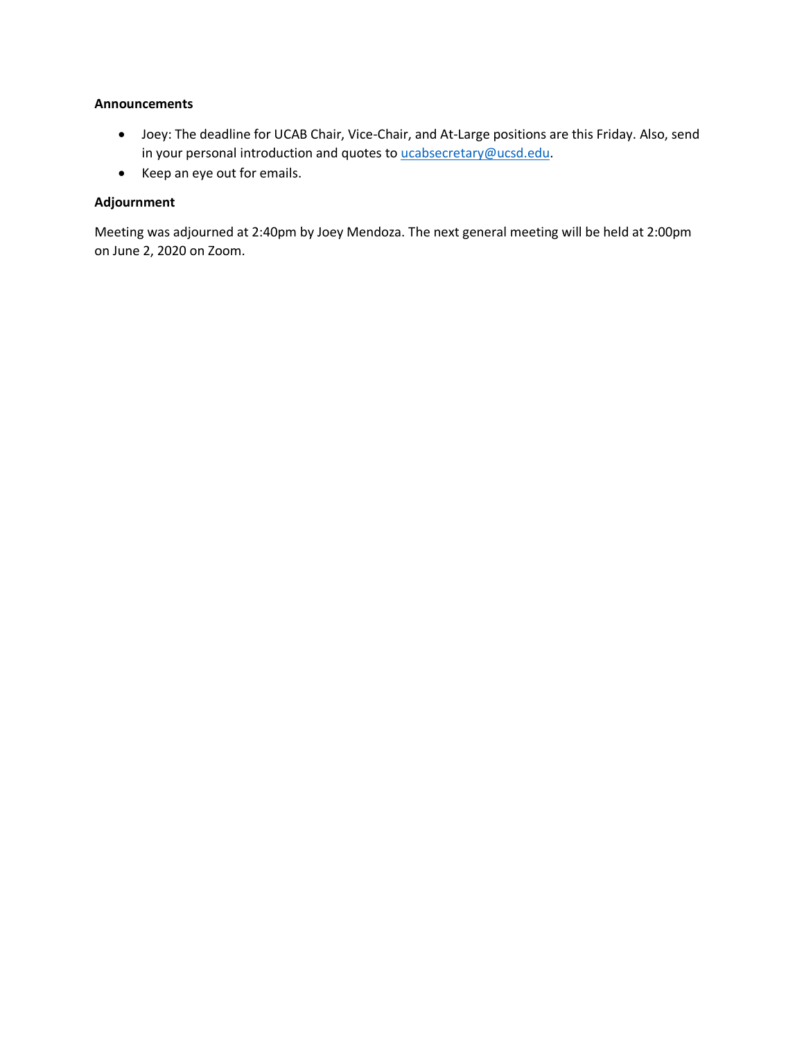**Announcements**

- Joey: The deadline for UCAB Chair, Vice-Chair, and At-Large positions are this Friday. Also, send in your personal introduction and quotes to ucabsecretary@ucsd.edu.
- Keep an eye out for emails.

**Adjournment**

Meeting was adjourned at 2:40pm by Joey Mendoza. The next general meeting will be held at 2:00pm on June 2, 2020 on Zoom.